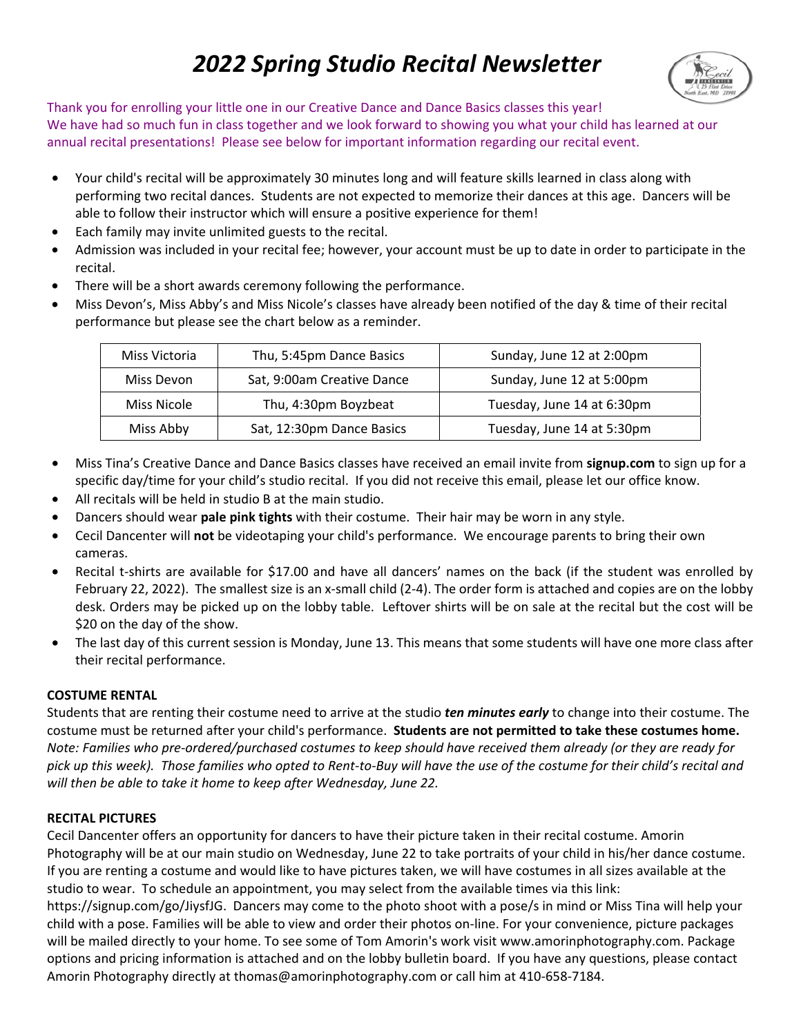# *2022 Spring Studio Recital Newsletter*

Thank you for enrolling your little one in our Creative Dance and Dance Basics classes this year! We have had so much fun in class together and we look forward to showing you what your child has learned at our annual recital presentations! Please see below for important information regarding our recital event.

- Your child's recital will be approximately 30 minutes long and will feature skills learned in class along with performing two recital dances. Students are not expected to memorize their dances at this age. Dancers will be able to follow their instructor which will ensure a positive experience for them!
- Each family may invite unlimited guests to the recital.
- Admission was included in your recital fee; however, your account must be up to date in order to participate in the recital.
- There will be a short awards ceremony following the performance.
- Miss Devon's, Miss Abby's and Miss Nicole's classes have already been notified of the day & time of their recital performance but please see the chart below as a reminder.

| Miss Victoria | Thu, 5:45pm Dance Basics | Sunday, June 12 at 2:00pm |
|---|---|---|
| Miss Devon | Sat, 9:00am Creative Dance | Sunday, June 12 at 5:00pm |
| Miss Nicole | Thu, 4:30pm Boyzbeat | Tuesday, June 14 at 6:30pm |
| Miss Abby | Sat, 12:30pm Dance Basics | Tuesday, June 14 at 5:30pm |

- Miss Tina's Creative Dance and Dance Basics classes have received an email invite from **signup.com** to sign up for a specific day/time for your child's studio recital. If you did not receive this email, please let our office know.
- All recitals will be held in studio B at the main studio.
- Dancers should wear **pale pink tights** with their costume. Their hair may be worn in any style.
- Cecil Dancenter will **not** be videotaping your child's performance. We encourage parents to bring their own cameras.
- Recital t-shirts are available for $17.00 and have all dancers' names on the back (if the student was enrolled by February 22, 2022). The smallest size is an x-small child (2-4). The order form is attached and copies are on the lobby desk. Orders may be picked up on the lobby table. Leftover shirts will be on sale at the recital but the cost will be $20 on the day of the show.
- The last day of this current session is Monday, June 13. This means that some students will have one more class after their recital performance.

**COSTUME RENTAL**

Students that are renting their costume need to arrive at the studio ***ten minutes early*** to change into their costume. The costume must be returned after your child's performance. **Students are not permitted to take these costumes home.** *Note: Families who pre-ordered/purchased costumes to keep should have received them already (or they are ready for pick up this week). Those families who opted to Rent-to-Buy will have the use of the costume for their child's recital and will then be able to take it home to keep after Wednesday, June 22.*

**RECITAL PICTURES**

Cecil Dancenter offers an opportunity for dancers to have their picture taken in their recital costume. Amorin Photography will be at our main studio on Wednesday, June 22 to take portraits of your child in his/her dance costume. If you are renting a costume and would like to have pictures taken, we will have costumes in all sizes available at the studio to wear. To schedule an appointment, you may select from the available times via this link: https://signup.com/go/JiysfJG. Dancers may come to the photo shoot with a pose/s in mind or Miss Tina will help your child with a pose. Families will be able to view and order their photos on-line. For your convenience, picture packages will be mailed directly to your home. To see some of Tom Amorin's work visit www.amorinphotography.com. Package options and pricing information is attached and on the lobby bulletin board. If you have any questions, please contact Amorin Photography directly at thomas@amorinphotography.com or call him at 410-658-7184.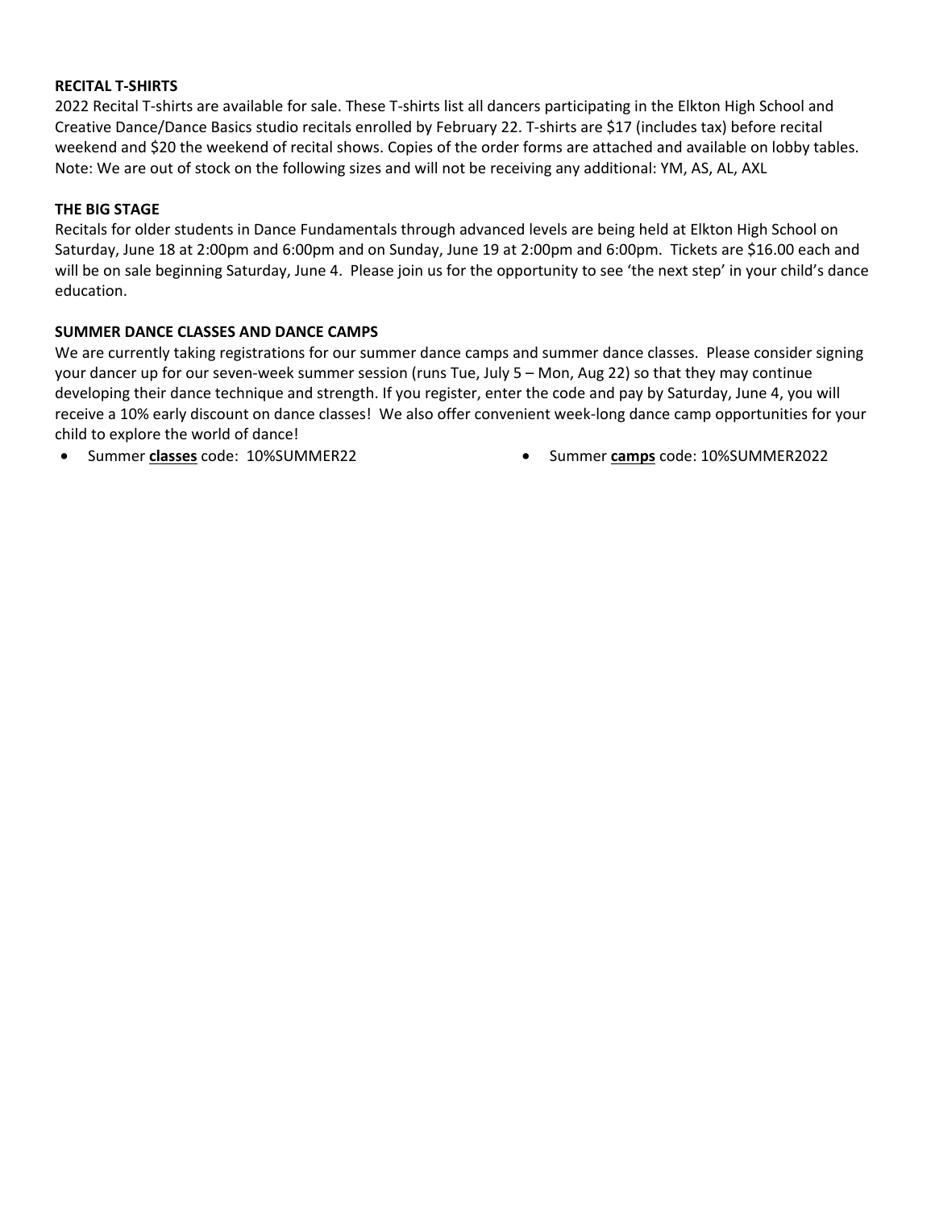**RECITAL T-SHIRTS**

2022 Recital T-shirts are available for sale. These T-shirts list all dancers participating in the Elkton High School and Creative Dance/Dance Basics studio recitals enrolled by February 22. T-shirts are $17 (includes tax) before recital weekend and $20 the weekend of recital shows. Copies of the order forms are attached and available on lobby tables. Note: We are out of stock on the following sizes and will not be receiving any additional: YM, AS, AL, AXL

**THE BIG STAGE**

Recitals for older students in Dance Fundamentals through advanced levels are being held at Elkton High School on Saturday, June 18 at 2:00pm and 6:00pm and on Sunday, June 19 at 2:00pm and 6:00pm. Tickets are $16.00 each and will be on sale beginning Saturday, June 4. Please join us for the opportunity to see 'the next step' in your child's dance education.

**SUMMER DANCE CLASSES AND DANCE CAMPS**

We are currently taking registrations for our summer dance camps and summer dance classes. Please consider signing your dancer up for our seven-week summer session (runs Tue, July 5 – Mon, Aug 22) so that they may continue developing their dance technique and strength. If you register, enter the code and pay by Saturday, June 4, you will receive a 10% early discount on dance classes! We also offer convenient week-long dance camp opportunities for your child to explore the world of dance!

- Summer **classes** code: 10%SUMMER22
- Summer **camps** code: 10%SUMMER2022